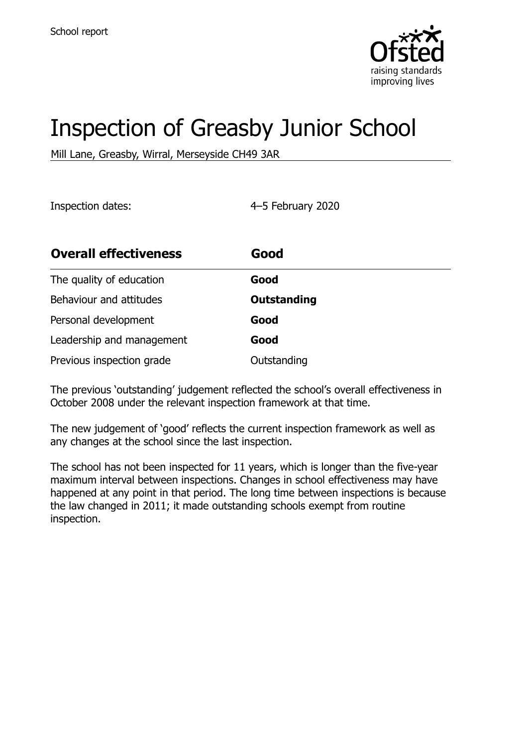School report

# Inspection of Greasby Junior School

Mill Lane, Greasby, Wirral, Merseyside CH49 3AR

Inspection dates: 4–5 February 2020

| **Overall effectiveness** | **Good** |
| --- | --- |
| The quality of education | **Good** |
| Behaviour and attitudes | **Outstanding** |
| Personal development | **Good** |
| Leadership and management | **Good** |
| Previous inspection grade | Outstanding |

The previous 'outstanding' judgement reflected the school's overall effectiveness in October 2008 under the relevant inspection framework at that time.

The new judgement of 'good' reflects the current inspection framework as well as any changes at the school since the last inspection.

The school has not been inspected for 11 years, which is longer than the five-year maximum interval between inspections. Changes in school effectiveness may have happened at any point in that period. The long time between inspections is because the law changed in 2011; it made outstanding schools exempt from routine inspection.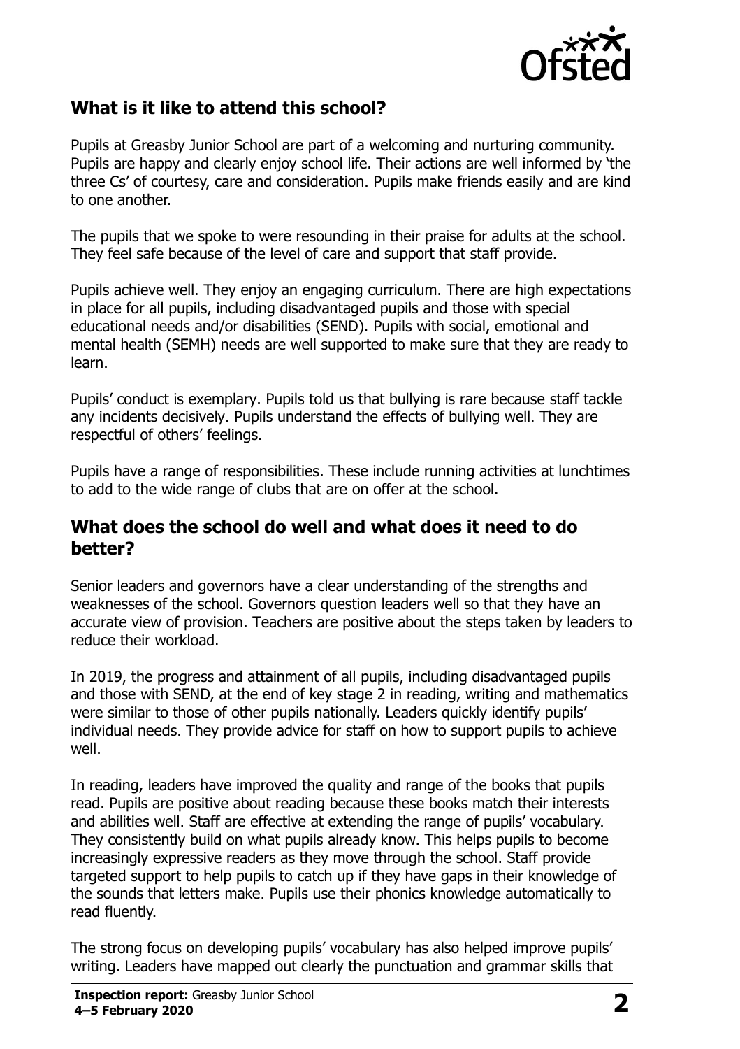## What is it like to attend this school?

Pupils at Greasby Junior School are part of a welcoming and nurturing community. Pupils are happy and clearly enjoy school life. Their actions are well informed by 'the three Cs' of courtesy, care and consideration. Pupils make friends easily and are kind to one another.

The pupils that we spoke to were resounding in their praise for adults at the school. They feel safe because of the level of care and support that staff provide.

Pupils achieve well. They enjoy an engaging curriculum. There are high expectations in place for all pupils, including disadvantaged pupils and those with special educational needs and/or disabilities (SEND). Pupils with social, emotional and mental health (SEMH) needs are well supported to make sure that they are ready to learn.

Pupils' conduct is exemplary. Pupils told us that bullying is rare because staff tackle any incidents decisively. Pupils understand the effects of bullying well. They are respectful of others' feelings.

Pupils have a range of responsibilities. These include running activities at lunchtimes to add to the wide range of clubs that are on offer at the school.

## What does the school do well and what does it need to do better?

Senior leaders and governors have a clear understanding of the strengths and weaknesses of the school. Governors question leaders well so that they have an accurate view of provision. Teachers are positive about the steps taken by leaders to reduce their workload.

In 2019, the progress and attainment of all pupils, including disadvantaged pupils and those with SEND, at the end of key stage 2 in reading, writing and mathematics were similar to those of other pupils nationally. Leaders quickly identify pupils' individual needs. They provide advice for staff on how to support pupils to achieve well.

In reading, leaders have improved the quality and range of the books that pupils read. Pupils are positive about reading because these books match their interests and abilities well. Staff are effective at extending the range of pupils' vocabulary. They consistently build on what pupils already know. This helps pupils to become increasingly expressive readers as they move through the school. Staff provide targeted support to help pupils to catch up if they have gaps in their knowledge of the sounds that letters make. Pupils use their phonics knowledge automatically to read fluently.

The strong focus on developing pupils' vocabulary has also helped improve pupils' writing. Leaders have mapped out clearly the punctuation and grammar skills that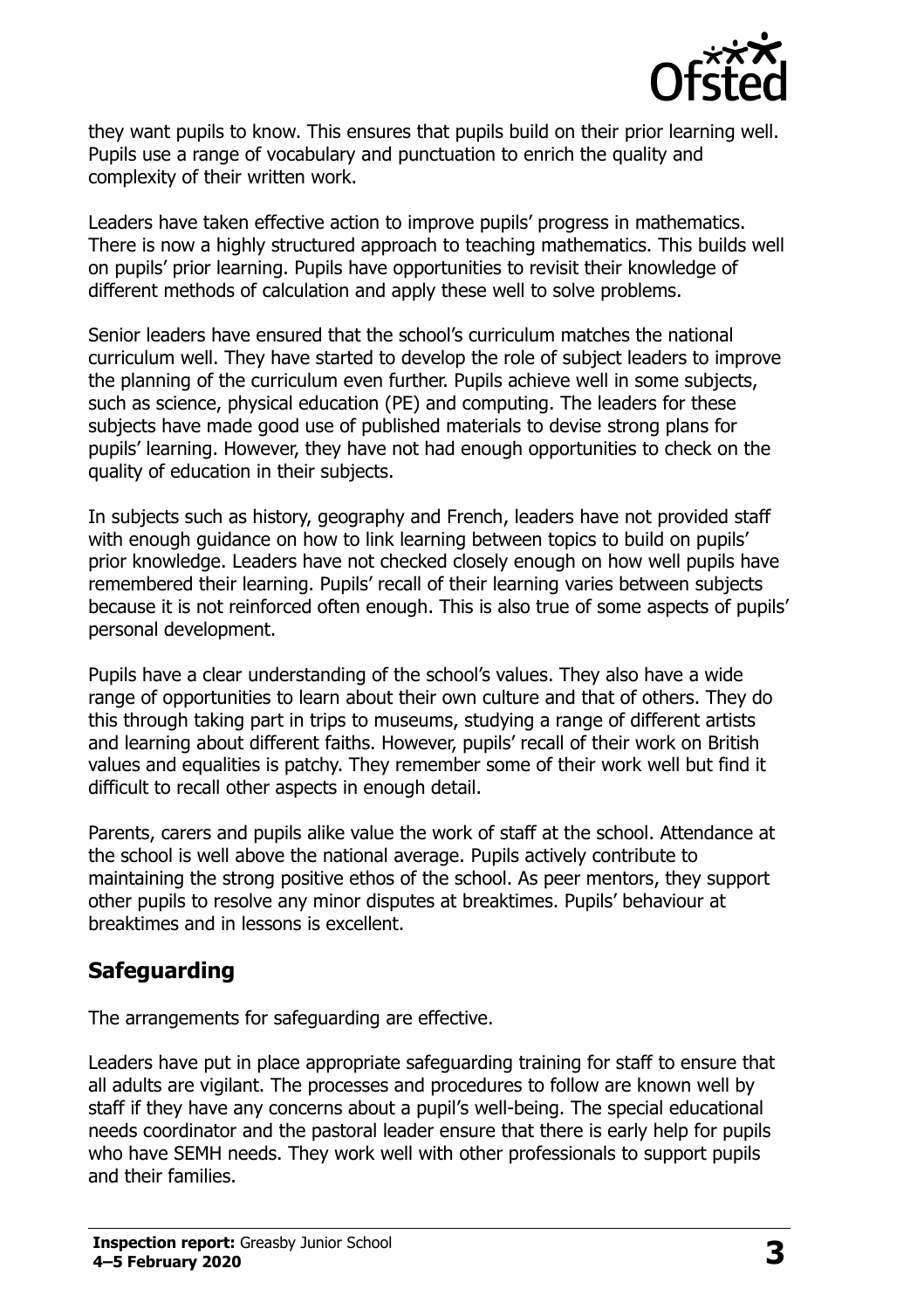they want pupils to know. This ensures that pupils build on their prior learning well. Pupils use a range of vocabulary and punctuation to enrich the quality and complexity of their written work.

Leaders have taken effective action to improve pupils' progress in mathematics. There is now a highly structured approach to teaching mathematics. This builds well on pupils' prior learning. Pupils have opportunities to revisit their knowledge of different methods of calculation and apply these well to solve problems.

Senior leaders have ensured that the school's curriculum matches the national curriculum well. They have started to develop the role of subject leaders to improve the planning of the curriculum even further. Pupils achieve well in some subjects, such as science, physical education (PE) and computing. The leaders for these subjects have made good use of published materials to devise strong plans for pupils' learning. However, they have not had enough opportunities to check on the quality of education in their subjects.

In subjects such as history, geography and French, leaders have not provided staff with enough guidance on how to link learning between topics to build on pupils' prior knowledge. Leaders have not checked closely enough on how well pupils have remembered their learning. Pupils' recall of their learning varies between subjects because it is not reinforced often enough. This is also true of some aspects of pupils' personal development.

Pupils have a clear understanding of the school's values. They also have a wide range of opportunities to learn about their own culture and that of others. They do this through taking part in trips to museums, studying a range of different artists and learning about different faiths. However, pupils' recall of their work on British values and equalities is patchy. They remember some of their work well but find it difficult to recall other aspects in enough detail.

Parents, carers and pupils alike value the work of staff at the school. Attendance at the school is well above the national average. Pupils actively contribute to maintaining the strong positive ethos of the school. As peer mentors, they support other pupils to resolve any minor disputes at breaktimes. Pupils' behaviour at breaktimes and in lessons is excellent.

## Safeguarding

The arrangements for safeguarding are effective.

Leaders have put in place appropriate safeguarding training for staff to ensure that all adults are vigilant. The processes and procedures to follow are known well by staff if they have any concerns about a pupil's well-being. The special educational needs coordinator and the pastoral leader ensure that there is early help for pupils who have SEMH needs. They work well with other professionals to support pupils and their families.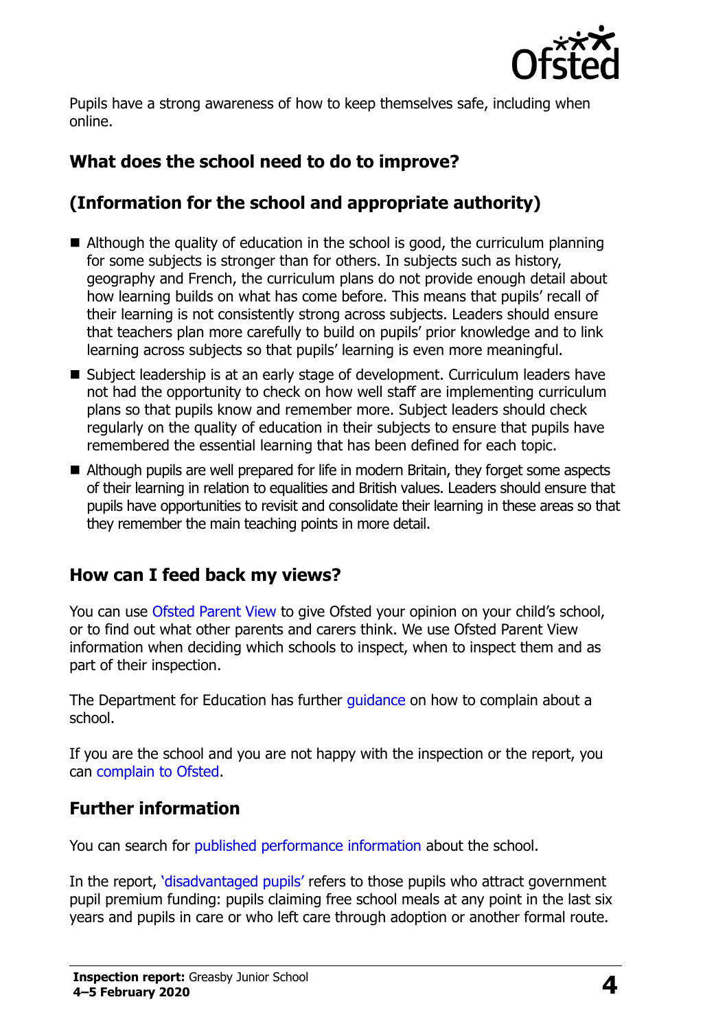Pupils have a strong awareness of how to keep themselves safe, including when online.

## What does the school need to do to improve?

## (Information for the school and appropriate authority)

- Although the quality of education in the school is good, the curriculum planning for some subjects is stronger than for others. In subjects such as history, geography and French, the curriculum plans do not provide enough detail about how learning builds on what has come before. This means that pupils' recall of their learning is not consistently strong across subjects. Leaders should ensure that teachers plan more carefully to build on pupils' prior knowledge and to link learning across subjects so that pupils' learning is even more meaningful.
- Subject leadership is at an early stage of development. Curriculum leaders have not had the opportunity to check on how well staff are implementing curriculum plans so that pupils know and remember more. Subject leaders should check regularly on the quality of education in their subjects to ensure that pupils have remembered the essential learning that has been defined for each topic.
- Although pupils are well prepared for life in modern Britain, they forget some aspects of their learning in relation to equalities and British values. Leaders should ensure that pupils have opportunities to revisit and consolidate their learning in these areas so that they remember the main teaching points in more detail.

## How can I feed back my views?

You can use Ofsted Parent View to give Ofsted your opinion on your child's school, or to find out what other parents and carers think. We use Ofsted Parent View information when deciding which schools to inspect, when to inspect them and as part of their inspection.

The Department for Education has further guidance on how to complain about a school.

If you are the school and you are not happy with the inspection or the report, you can complain to Ofsted.

## Further information

You can search for published performance information about the school.

In the report, 'disadvantaged pupils' refers to those pupils who attract government pupil premium funding: pupils claiming free school meals at any point in the last six years and pupils in care or who left care through adoption or another formal route.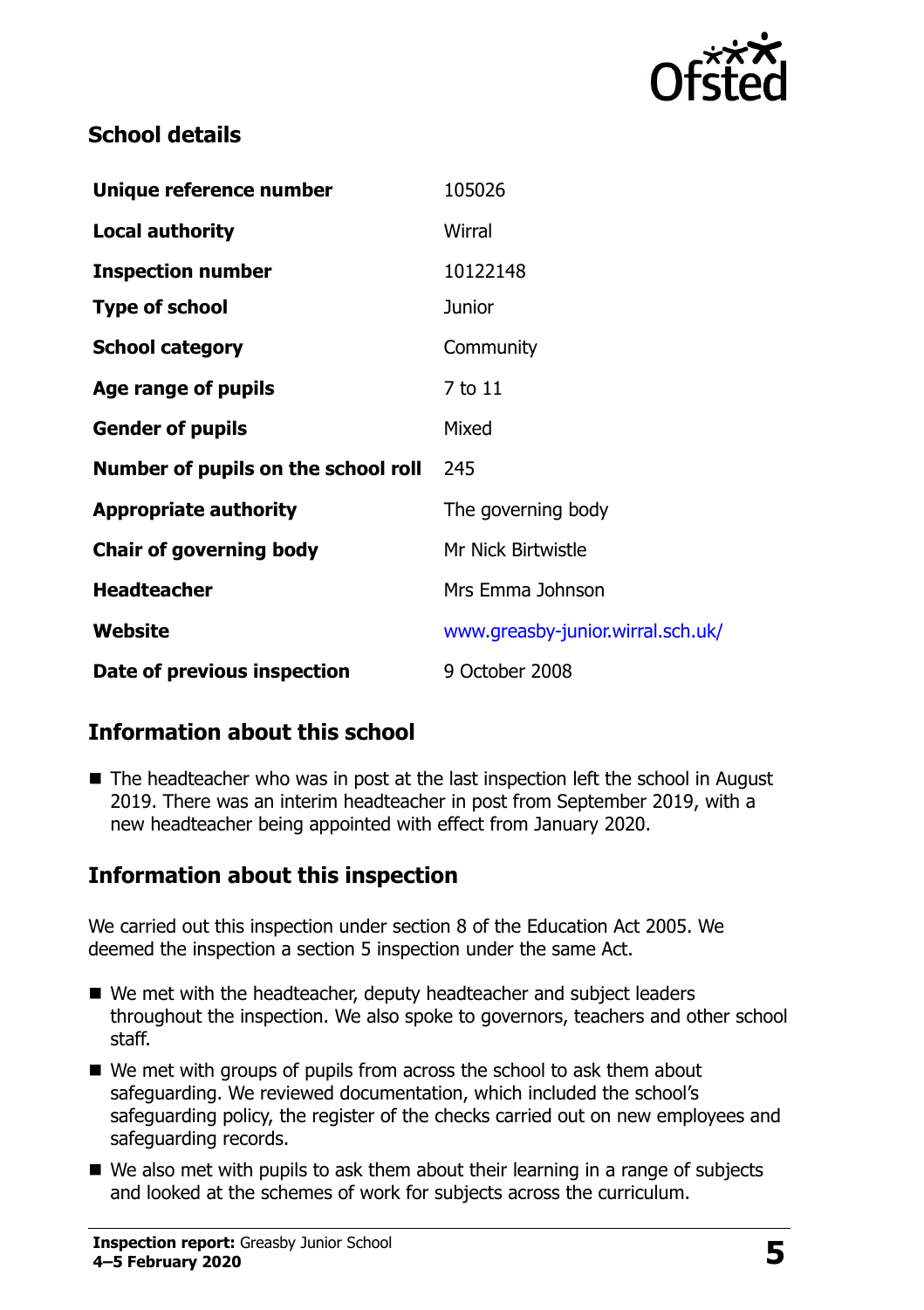## School details

| | |
|---|---|
| **Unique reference number** | 105026 |
| **Local authority** | Wirral |
| **Inspection number** | 10122148 |
| **Type of school** | Junior |
| **School category** | Community |
| **Age range of pupils** | 7 to 11 |
| **Gender of pupils** | Mixed |
| **Number of pupils on the school roll** | 245 |
| **Appropriate authority** | The governing body |
| **Chair of governing body** | Mr Nick Birtwistle |
| **Headteacher** | Mrs Emma Johnson |
| **Website** | www.greasby-junior.wirral.sch.uk/ |
| **Date of previous inspection** | 9 October 2008 |

## Information about this school

- The headteacher who was in post at the last inspection left the school in August 2019. There was an interim headteacher in post from September 2019, with a new headteacher being appointed with effect from January 2020.

## Information about this inspection

We carried out this inspection under section 8 of the Education Act 2005. We deemed the inspection a section 5 inspection under the same Act.

- We met with the headteacher, deputy headteacher and subject leaders throughout the inspection. We also spoke to governors, teachers and other school staff.
- We met with groups of pupils from across the school to ask them about safeguarding. We reviewed documentation, which included the school's safeguarding policy, the register of the checks carried out on new employees and safeguarding records.
- We also met with pupils to ask them about their learning in a range of subjects and looked at the schemes of work for subjects across the curriculum.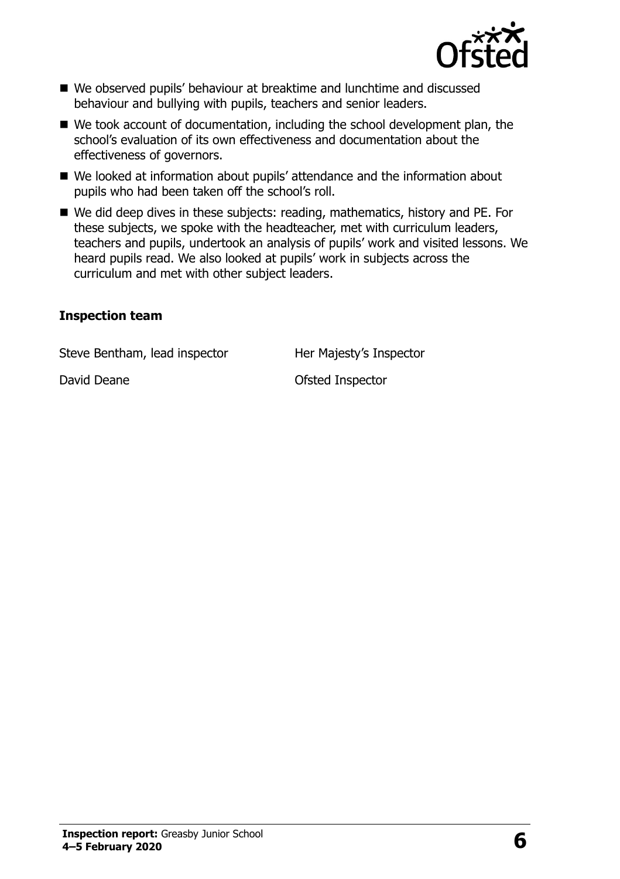- We observed pupils' behaviour at breaktime and lunchtime and discussed behaviour and bullying with pupils, teachers and senior leaders.
- We took account of documentation, including the school development plan, the school's evaluation of its own effectiveness and documentation about the effectiveness of governors.
- We looked at information about pupils' attendance and the information about pupils who had been taken off the school's roll.
- We did deep dives in these subjects: reading, mathematics, history and PE. For these subjects, we spoke with the headteacher, met with curriculum leaders, teachers and pupils, undertook an analysis of pupils' work and visited lessons. We heard pupils read. We also looked at pupils' work in subjects across the curriculum and met with other subject leaders.

### Inspection team

| | |
|---|---|
| Steve Bentham, lead inspector | Her Majesty's Inspector |
| David Deane | Ofsted Inspector |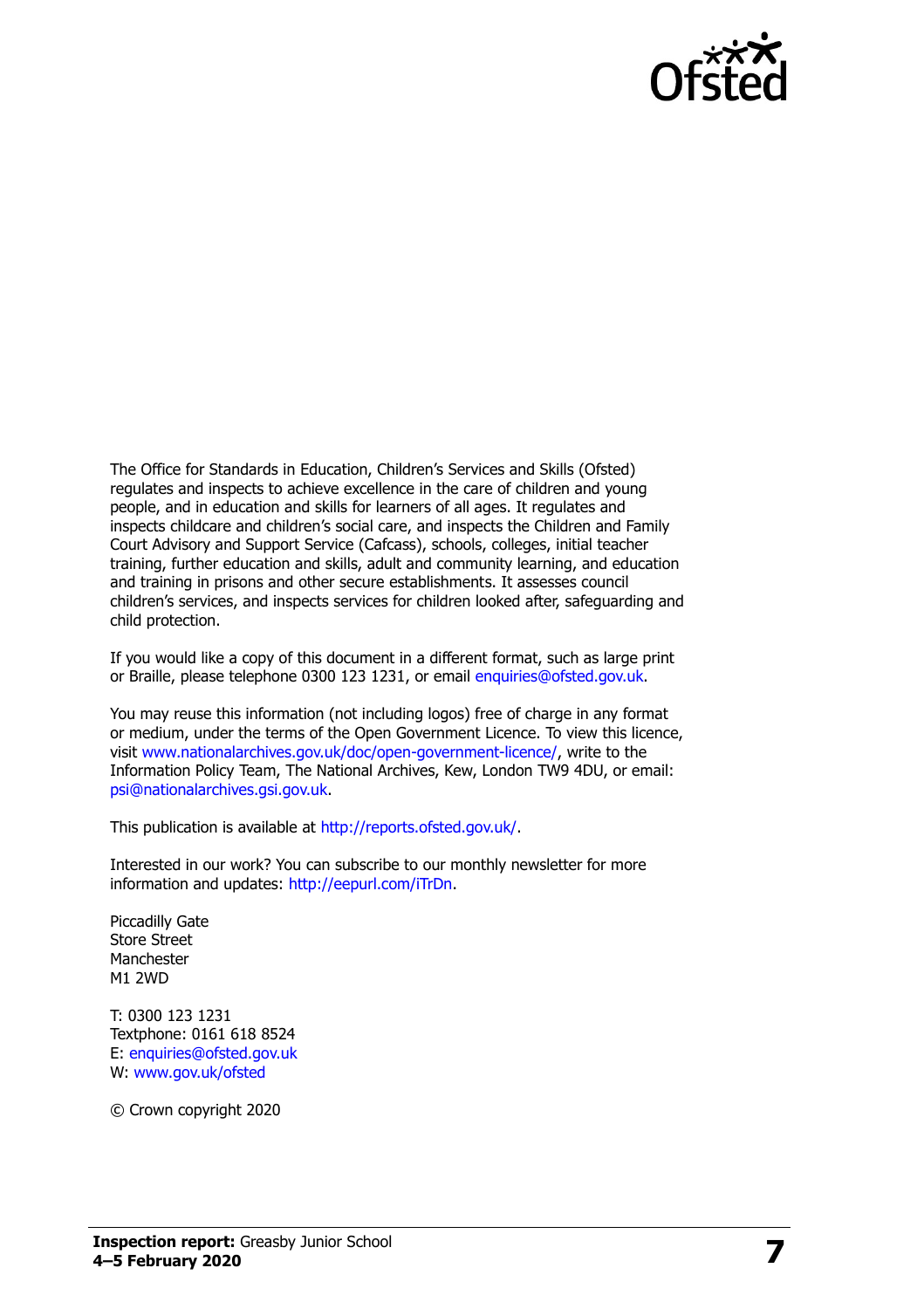The Office for Standards in Education, Children's Services and Skills (Ofsted) regulates and inspects to achieve excellence in the care of children and young people, and in education and skills for learners of all ages. It regulates and inspects childcare and children's social care, and inspects the Children and Family Court Advisory and Support Service (Cafcass), schools, colleges, initial teacher training, further education and skills, adult and community learning, and education and training in prisons and other secure establishments. It assesses council children's services, and inspects services for children looked after, safeguarding and child protection.

If you would like a copy of this document in a different format, such as large print or Braille, please telephone 0300 123 1231, or email enquiries@ofsted.gov.uk.

You may reuse this information (not including logos) free of charge in any format or medium, under the terms of the Open Government Licence. To view this licence, visit www.nationalarchives.gov.uk/doc/open-government-licence/, write to the Information Policy Team, The National Archives, Kew, London TW9 4DU, or email: psi@nationalarchives.gsi.gov.uk.

This publication is available at http://reports.ofsted.gov.uk/.

Interested in our work? You can subscribe to our monthly newsletter for more information and updates: http://eepurl.com/iTrDn.

Piccadilly Gate
Store Street
Manchester
M1 2WD

T: 0300 123 1231
Textphone: 0161 618 8524
E: enquiries@ofsted.gov.uk
W: www.gov.uk/ofsted

© Crown copyright 2020